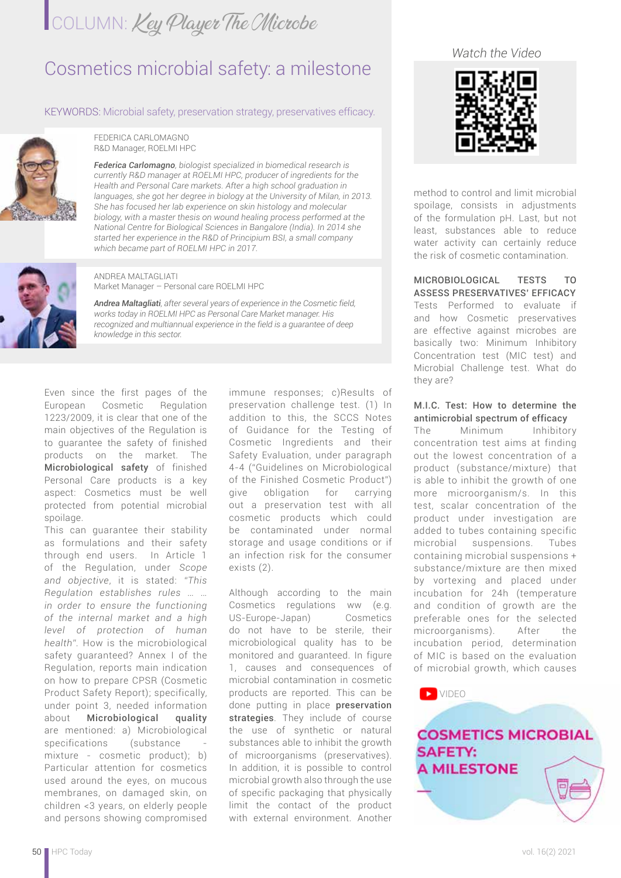COLUMN: *Key Player The Microbe*

# Cosmetics microbial safety: a milestone

KEYWORDS: Microbial safety, preservation strategy, preservatives efficacy.

FEDERICA CARLOMAGNO
R&D Manager, ROELMI HPC

***Federica Carlomagno**, biologist specialized in biomedical research is currently R&D manager at ROELMI HPC, producer of ingredients for the Health and Personal Care markets. After a high school graduation in languages, she got her degree in biology at the University of Milan, in 2013. She has focused her lab experience on skin histology and molecular biology, with a master thesis on wound healing process performed at the National Centre for Biological Sciences in Bangalore (India). In 2014 she started her experience in the R&D of Principium BSI, a small company which became part of ROELMI HPC in 2017.*

ANDREA MALTAGLIATI
Market Manager – Personal care ROELMI HPC

***Andrea Maltagliati**, after several years of experience in the Cosmetic field, works today in ROELMI HPC as Personal Care Market manager. His recognized and multiannual experience in the field is a guarantee of deep knowledge in this sector.*

Even since the first pages of the European Cosmetic Regulation 1223/2009, it is clear that one of the main objectives of the Regulation is to guarantee the safety of finished products on the market. The **Microbiological safety** of finished Personal Care products is a key aspect: Cosmetics must be well protected from potential microbial spoilage.

This can guarantee their stability as formulations and their safety through end users. In Article 1 of the Regulation, under *Scope and objective*, it is stated: *"This Regulation establishes rules … … in order to ensure the functioning of the internal market and a high level of protection of human health"*. How is the microbiological safety guaranteed? Annex I of the Regulation, reports main indication on how to prepare CPSR (Cosmetic Product Safety Report); specifically, under point 3, needed information about **Microbiological quality** are mentioned: a) Microbiological specifications (substance - mixture - cosmetic product); b) Particular attention for cosmetics used around the eyes, on mucous membranes, on damaged skin, on children <3 years, on elderly people and persons showing compromised immune responses; c)Results of preservation challenge test. (1) In addition to this, the SCCS Notes of Guidance for the Testing of Cosmetic Ingredients and their Safety Evaluation, under paragraph 4-4 ("Guidelines on Microbiological of the Finished Cosmetic Product") give obligation for carrying out a preservation test with all cosmetic products which could be contaminated under normal storage and usage conditions or if an infection risk for the consumer exists (2).

Although according to the main Cosmetics regulations ww (e.g. US-Europe-Japan) Cosmetics do not have to be sterile, their microbiological quality has to be monitored and guaranteed. In figure 1, causes and consequences of microbial contamination in cosmetic products are reported. This can be done putting in place **preservation strategies**. They include of course the use of synthetic or natural substances able to inhibit the growth of microorganisms (preservatives). In addition, it is possible to control microbial growth also through the use of specific packaging that physically limit the contact of the product with the external environment. Another method to control and limit microbial spoilage, consists in adjustments of the formulation pH. Last, but not least, substances able to reduce water activity can certainly reduce the risk of cosmetic contamination.

## MICROBIOLOGICAL TESTS TO ASSESS PRESERVATIVES' EFFICACY

Tests Performed to evaluate if and how Cosmetic preservatives are effective against microbes are basically two: Minimum Inhibitory Concentration test (MIC test) and Microbial Challenge test. What do they are?

### M.I.C. Test: How to determine the antimicrobial spectrum of efficacy

The Minimum Inhibitory concentration test aims at finding out the lowest concentration of a product (substance/mixture) that is able to inhibit the growth of one more microorganism/s. In this test, scalar concentration of the product under investigation are added to tubes containing specific microbial suspensions. Tubes containing microbial suspensions + substance/mixture are then mixed by vortexing and placed under incubation for 24h (temperature and condition of growth are the preferable ones for the selected microorganisms). After the incubation period, determination of MIC is based on the evaluation of microbial growth, which causes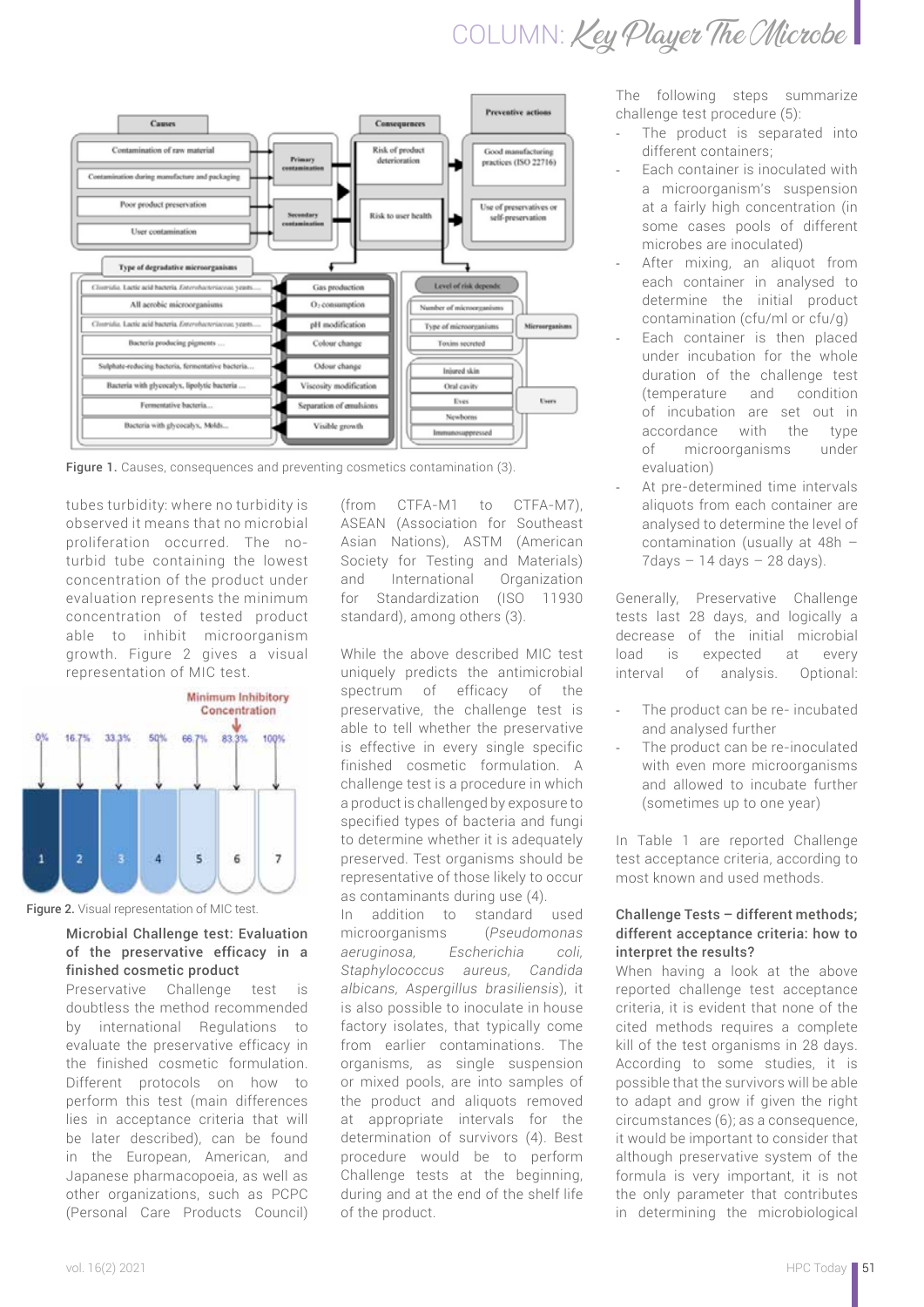Figure 1. Causes, consequences and preventing cosmetics contamination (3).

tubes turbidity: where no turbidity is observed it means that no microbial proliferation occurred. The no-turbid tube containing the lowest concentration of the product under evaluation represents the minimum concentration of tested product able to inhibit microorganism growth. Figure 2 gives a visual representation of MIC test.

Figure 2. Visual representation of MIC test.

### Microbial Challenge test: Evaluation of the preservative efficacy in a finished cosmetic product

Preservative Challenge test is doubtless the method recommended by international Regulations to evaluate the preservative efficacy in the finished cosmetic formulation. Different protocols on how to perform this test (main differences lies in acceptance criteria that will be later described), can be found in the European, American, and Japanese pharmacopoeia, as well as other organizations, such as PCPC (Personal Care Products Council) (from CTFA-M1 to CTFA-M7), ASEAN (Association for Southeast Asian Nations), ASTM (American Society for Testing and Materials) and International Organization for Standardization (ISO 11930 standard), among others (3).

While the above described MIC test uniquely predicts the antimicrobial spectrum of efficacy of the preservative, the challenge test is able to tell whether the preservative is effective in every single specific finished cosmetic formulation. A challenge test is a procedure in which a product is challenged by exposure to specified types of bacteria and fungi to determine whether it is adequately preserved. Test organisms should be representative of those likely to occur as contaminants during use (4).

In addition to standard used microorganisms (*Pseudomonas aeruginosa, Escherichia coli, Staphylococcus aureus, Candida albicans, Aspergillus brasiliensis*), it is also possible to inoculate in house factory isolates, that typically come from earlier contaminations. The organisms, as single suspension or mixed pools, are into samples of the product and aliquots removed at appropriate intervals for the determination of survivors (4). Best procedure would be to perform Challenge tests at the beginning, during and at the end of the shelf life of the product.

The following steps summarize challenge test procedure (5):

- The product is separated into different containers;
- Each container is inoculated with a microorganism's suspension at a fairly high concentration (in some cases pools of different microbes are inoculated)
- After mixing, an aliquot from each container in analysed to determine the initial product contamination (cfu/ml or cfu/g)
- Each container is then placed under incubation for the whole duration of the challenge test (temperature and condition of incubation are set out in accordance with the type of microorganisms under evaluation)
- At pre-determined time intervals aliquots from each container are analysed to determine the level of contamination (usually at 48h – 7days – 14 days – 28 days).

Generally, Preservative Challenge tests last 28 days, and logically a decrease of the initial microbial load is expected at every interval of analysis. Optional:

- The product can be re- incubated and analysed further
- The product can be re-inoculated with even more microorganisms and allowed to incubate further (sometimes up to one year)

In Table 1 are reported Challenge test acceptance criteria, according to most known and used methods.

### Challenge Tests – different methods; different acceptance criteria: how to interpret the results?

When having a look at the above reported challenge test acceptance criteria, it is evident that none of the cited methods requires a complete kill of the test organisms in 28 days. According to some studies, it is possible that the survivors will be able to adapt and grow if given the right circumstances (6); as a consequence, it would be important to consider that although preservative system of the formula is very important, it is not the only parameter that contributes in determining the microbiological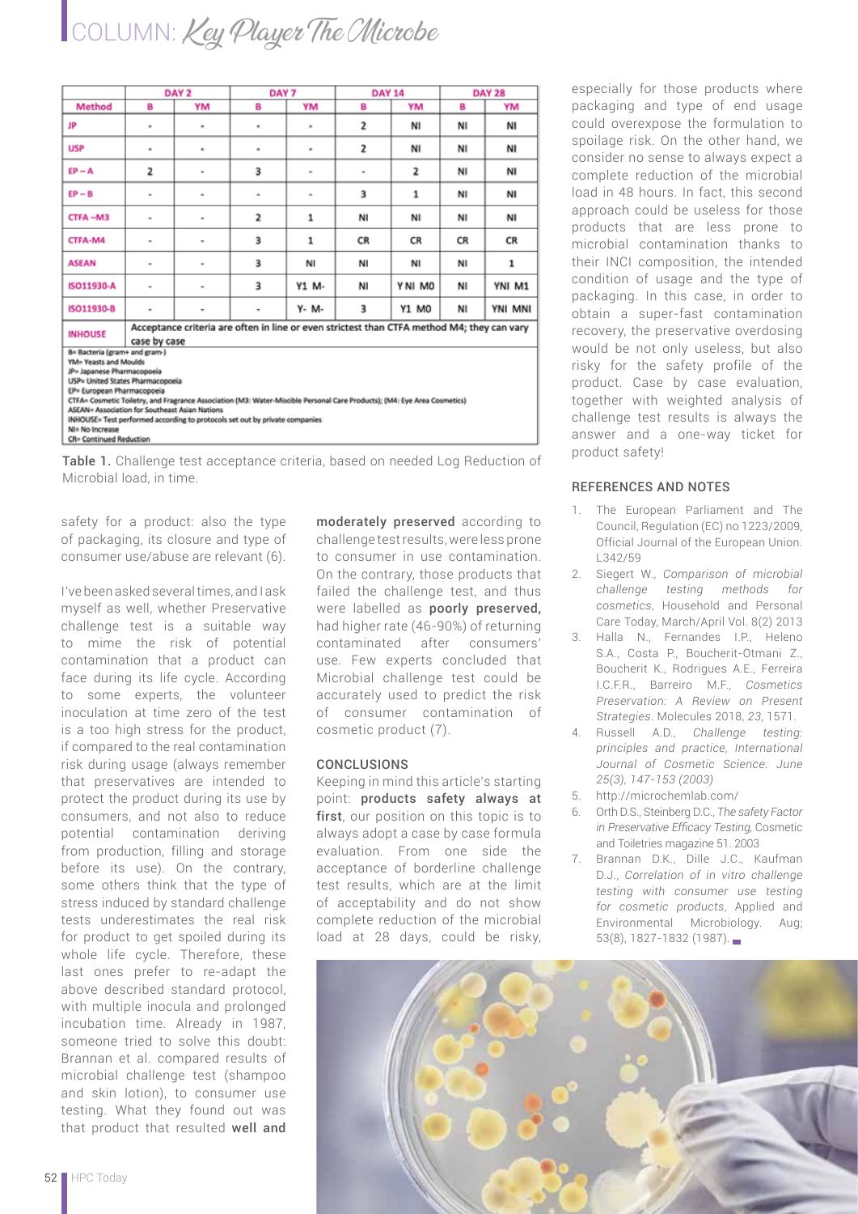| Method | DAY 2 | | DAY 7 | | DAY 14 | | DAY 28 | |
|---|---|---|---|---|---|---|---|---|
| | B | YM | B | YM | B | YM | B | YM |
| JP | - | - | - | - | 2 | NI | NI | NI |
| USP | - | - | - | - | 2 | NI | NI | NI |
| EP – A | 2 | - | 3 | - | - | 2 | NI | NI |
| EP – B | - | - | - | - | 3 | 1 | NI | NI |
| CTFA –M3 | - | - | 2 | 1 | NI | NI | NI | NI |
| CTFA-M4 | - | - | 3 | 1 | CR | CR | CR | CR |
| ASEAN | - | - | 3 | NI | NI | NI | NI | 1 |
| ISO11930-A | - | - | 3 | Y1 M- | NI | Y NI M0 | NI | YNI M1 |
| ISO11930-B | - | - | - | Y- M- | 3 | Y1 M0 | NI | YNI MNI |
| INHOUSE | Acceptance criteria are often in line or even strictest than CTFA method M4; they can vary case by case | | | | | | | |

B= Bacteria (gram+ and gram-)
YM= Yeasts and Moulds
JP= Japanese Pharmacopoeia
USP= United States Pharmacopoeia
EP= European Pharmacopoeia
CTFA= Cosmetic Toiletry, and Fragrance Association (M3: Water-Miscible Personal Care Products); (M4: Eye Area Cosmetics)
ASEAN= Association for Southeast Asian Nations
INHOUSE= Test performed according to protocols set out by private companies
NI= No Increase
CR= Continued Reduction

**Table 1.** Challenge test acceptance criteria, based on needed Log Reduction of Microbial load, in time.

safety for a product: also the type of packaging, its closure and type of consumer use/abuse are relevant (6).

I've been asked several times, and I ask myself as well, whether Preservative challenge test is a suitable way to mime the risk of potential contamination that a product can face during its life cycle. According to some experts, the volunteer inoculation at time zero of the test is a too high stress for the product, if compared to the real contamination risk during usage (always remember that preservatives are intended to protect the product during its use by consumers, and not also to reduce potential contamination deriving from production, filling and storage before its use). On the contrary, some others think that the type of stress induced by standard challenge tests underestimates the real risk for product to get spoiled during its whole life cycle. Therefore, these last ones prefer to re-adapt the above described standard protocol, with multiple inocula and prolonged incubation time. Already in 1987, someone tried to solve this doubt: Brannan et al. compared results of microbial challenge test (shampoo and skin lotion), to consumer use testing. What they found out was that product that resulted **well and moderately preserved** according to challenge test results, were less prone to consumer in use contamination. On the contrary, those products that failed the challenge test, and thus were labelled as **poorly preserved,** had higher rate (46-90%) of returning contaminated after consumers' use. Few experts concluded that Microbial challenge test could be accurately used to predict the risk of consumer contamination of cosmetic product (7).

## CONCLUSIONS

Keeping in mind this article's starting point: **products safety always at first**, our position on this topic is to always adopt a case by case formula evaluation. From one side the acceptance of borderline challenge test results, which are at the limit of acceptability and do not show complete reduction of the microbial load at 28 days, could be risky, especially for those products where packaging and type of end usage could overexpose the formulation to spoilage risk. On the other hand, we consider no sense to always expect a complete reduction of the microbial load in 48 hours. In fact, this second approach could be useless for those products that are less prone to microbial contamination thanks to their INCI composition, the intended condition of usage and the type of packaging. In this case, in order to obtain a super-fast contamination recovery, the preservative overdosing would be not only useless, but also risky for the safety profile of the product. Case by case evaluation, together with weighted analysis of challenge test results is always the answer and a one-way ticket for product safety!

## REFERENCES AND NOTES

1. The European Parliament and The Council, Regulation (EC) no 1223/2009, Official Journal of the European Union. L342/59
2. Siegert W., *Comparison of microbial challenge testing methods for cosmetics*, Household and Personal Care Today, March/April Vol. 8(2) 2013
3. Halla N., Fernandes I.P., Heleno S.A., Costa P., Boucherit-Otmani Z., Boucherit K., Rodrigues A.E., Ferreira I.C.F.R., Barreiro M.F., *Cosmetics Preservation: A Review on Present Strategies*. Molecules 2018, *23*, 1571.
4. Russell A.D., *Challenge testing: principles and practice, International Journal of Cosmetic Science. June 25(3), 147-153 (2003)*
5. http://microchemlab.com/
6. Orth D.S., Steinberg D.C., *The safety Factor in Preservative Efficacy Testing*, Cosmetic and Toiletries magazine 51. 2003
7. Brannan D.K., Dille J.C., Kaufman D.J., *Correlation of in vitro challenge testing with consumer use testing for cosmetic products*, Applied and Environmental Microbiology. Aug; 53(8), 1827-1832 (1987).